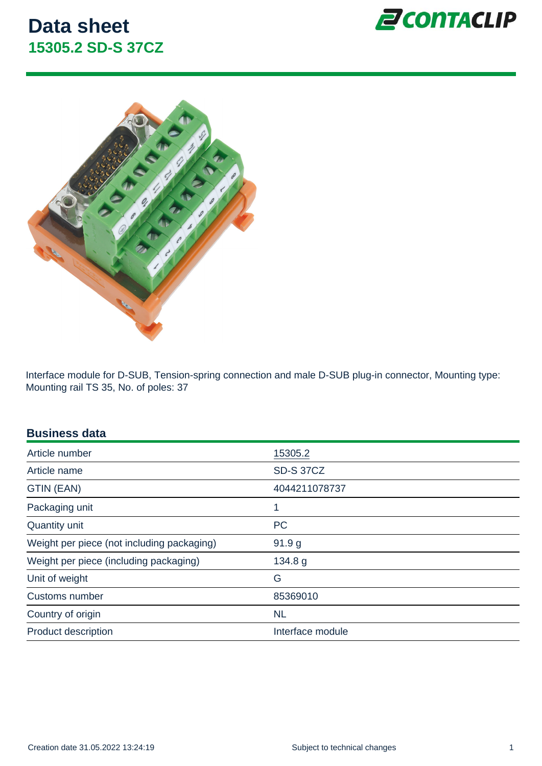# Data sheet

## 15305.2 SD-S 37CZ

Interface module for D-SUB, Tension-spring connection and male D-SUB plug-in connector, Mounting type: Mounting rail TS 35, No. of poles: 37

### Business data

| | |
|---|---|
| Article number | 15305.2 |
| Article name | SD-S 37CZ |
| GTIN (EAN) | 4044211078737 |
| Packaging unit | 1 |
| Quantity unit | PC |
| Weight per piece (not including packaging) | 91.9 g |
| Weight per piece (including packaging) | 134.8 g |
| Unit of weight | G |
| Customs number | 85369010 |
| Country of origin | NL |
| Product description | Interface module |

Creation date 31.05.2022 13:24:19

Subject to technical changes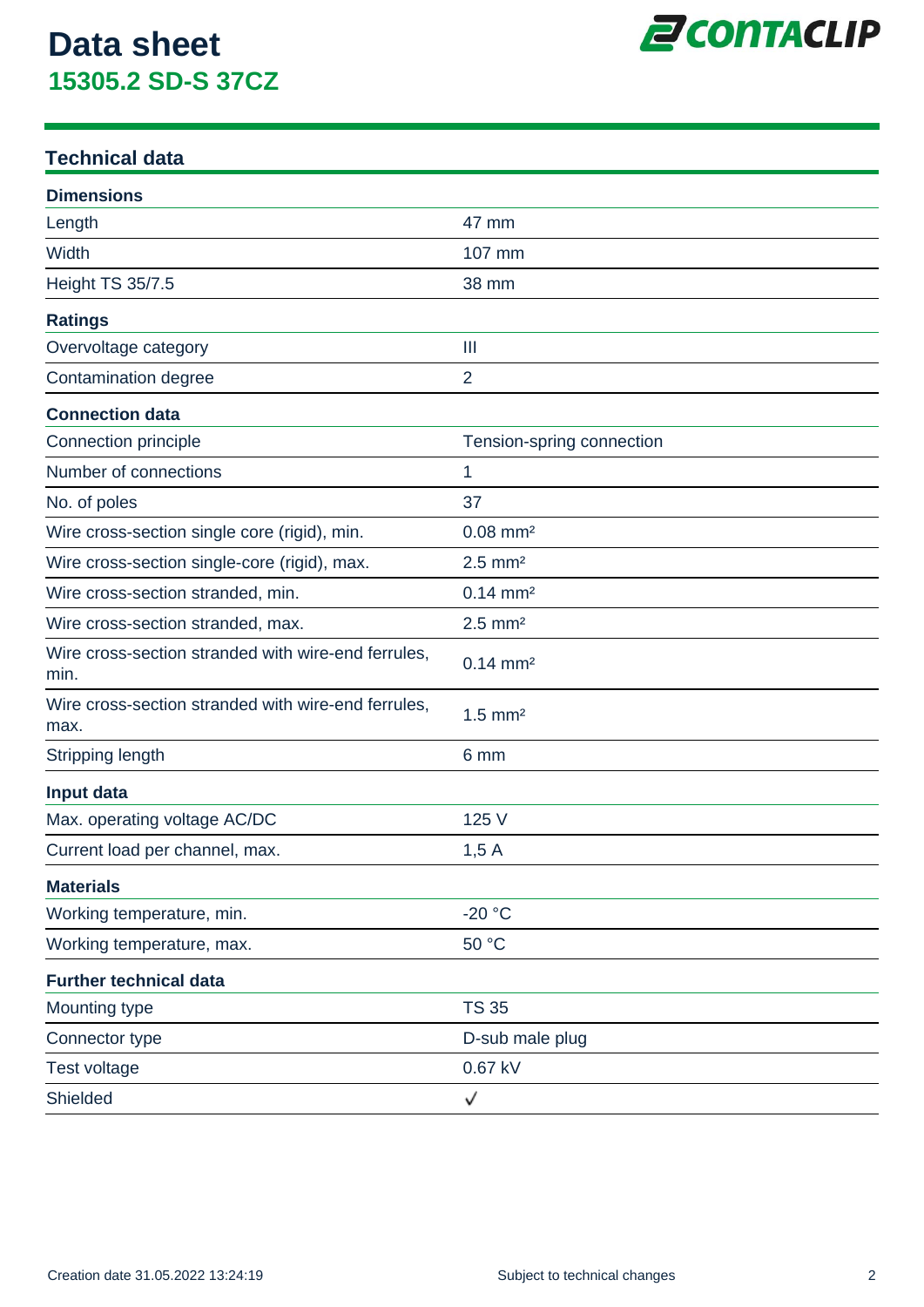# Data sheet
## 15305.2 SD-S 37CZ

## Technical data

| **Dimensions** | |
|---|---|
| Length | 47 mm |
| Width | 107 mm |
| Height TS 35/7.5 | 38 mm |
| **Ratings** | |
| Overvoltage category | III |
| Contamination degree | 2 |
| **Connection data** | |
| Connection principle | Tension-spring connection |
| Number of connections | 1 |
| No. of poles | 37 |
| Wire cross-section single core (rigid), min. | 0.08 mm² |
| Wire cross-section single-core (rigid), max. | 2.5 mm² |
| Wire cross-section stranded, min. | 0.14 mm² |
| Wire cross-section stranded, max. | 2.5 mm² |
| Wire cross-section stranded with wire-end ferrules, min. | 0.14 mm² |
| Wire cross-section stranded with wire-end ferrules, max. | 1.5 mm² |
| Stripping length | 6 mm |
| **Input data** | |
| Max. operating voltage AC/DC | 125 V |
| Current load per channel, max. | 1,5 A |
| **Materials** | |
| Working temperature, min. | -20 °C |
| Working temperature, max. | 50 °C |
| **Further technical data** | |
| Mounting type | TS 35 |
| Connector type | D-sub male plug |
| Test voltage | 0.67 kV |
| Shielded | ✓ |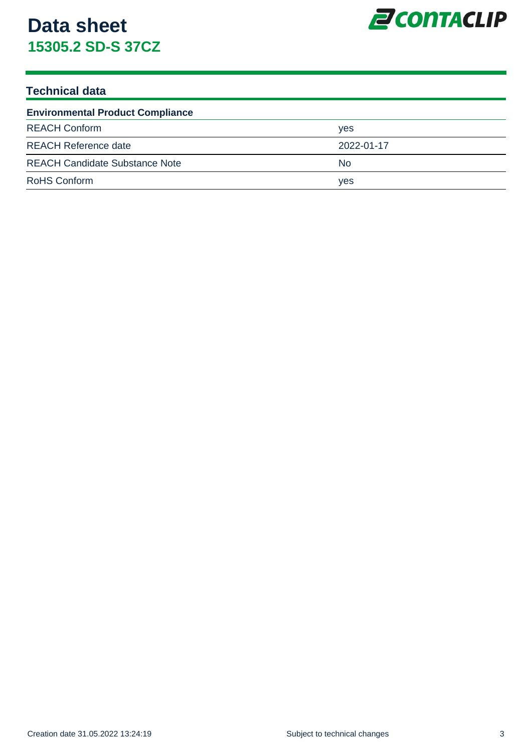# Data sheet
## 15305.2 SD-S 37CZ

### Technical data

| Environmental Product Compliance | |
|---|---|
| REACH Conform | yes |
| REACH Reference date | 2022-01-17 |
| REACH Candidate Substance Note | No |
| RoHS Conform | yes |

Creation date 31.05.2022 13:24:19

Subject to technical changes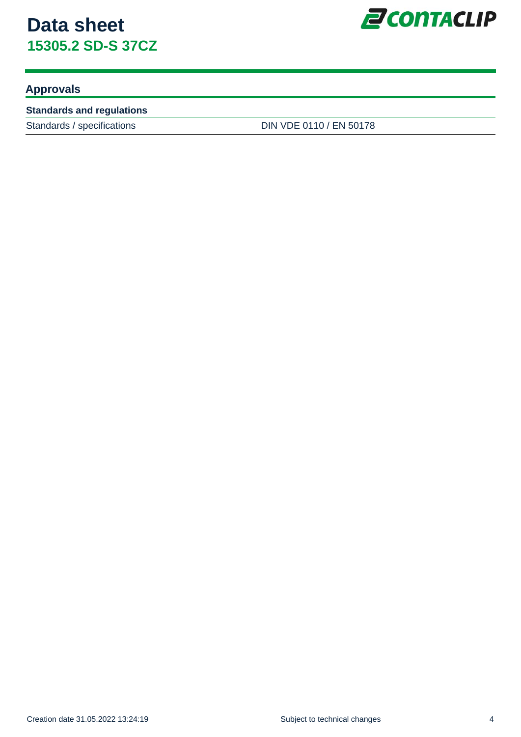## Approvals

| Standards and regulations | |
|---|---|
| Standards / specifications | DIN VDE 0110 / EN 50178 |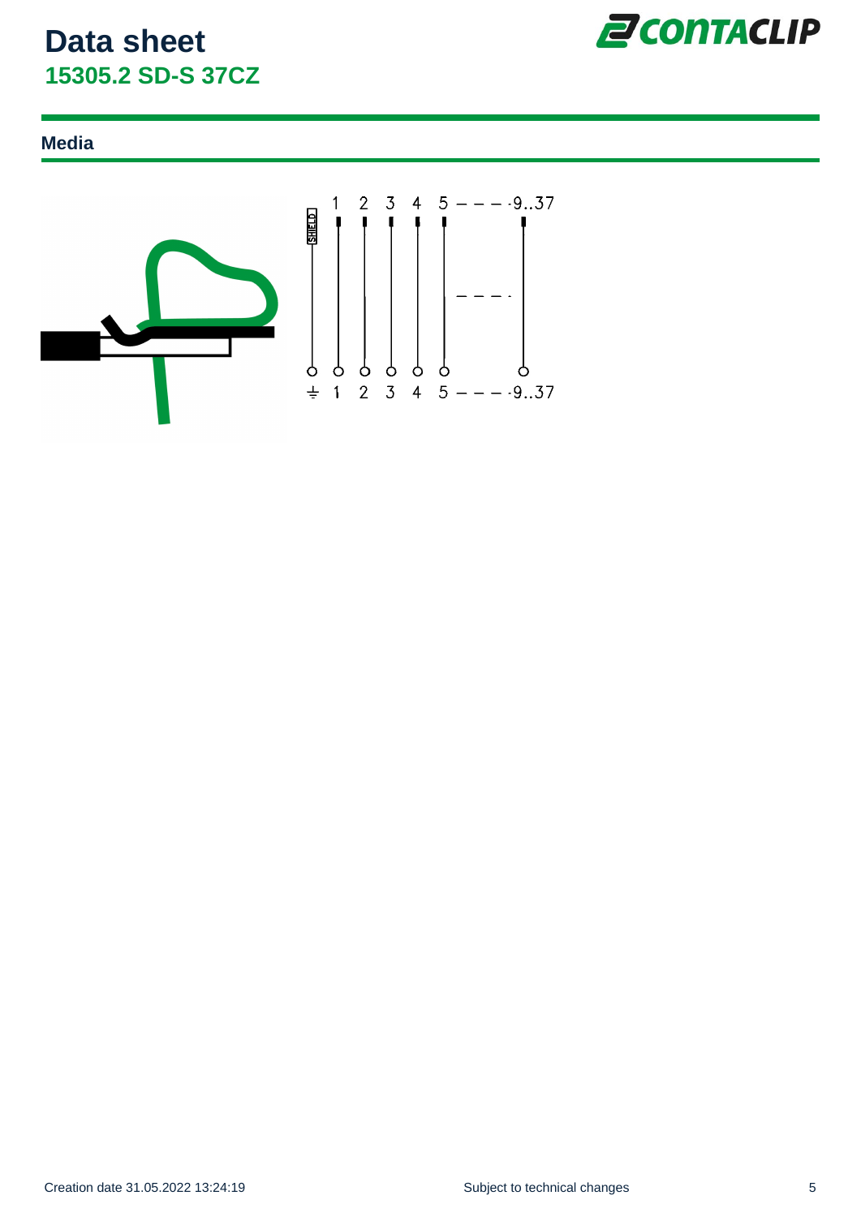# Data sheet

## 15305.2 SD-S 37CZ

### Media

SHIELD

1 2 3 4 5 - - - -9..37

1 2 3 4 5 - - - -9..37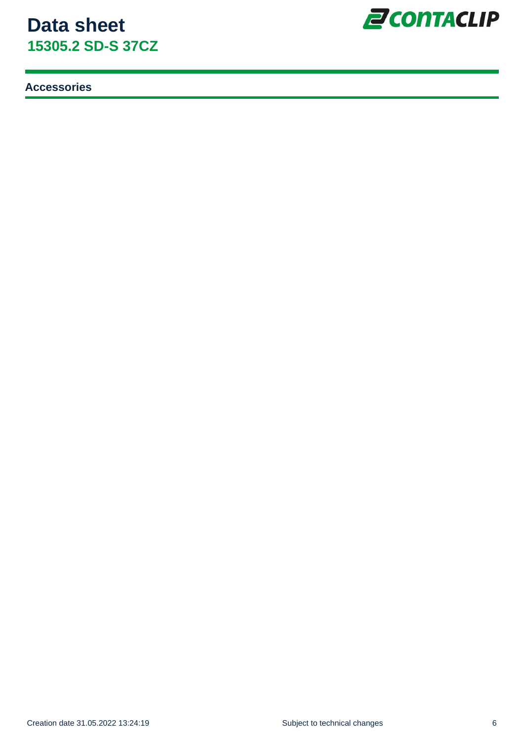# Data sheet
## 15305.2 SD-S 37CZ

### Accessories